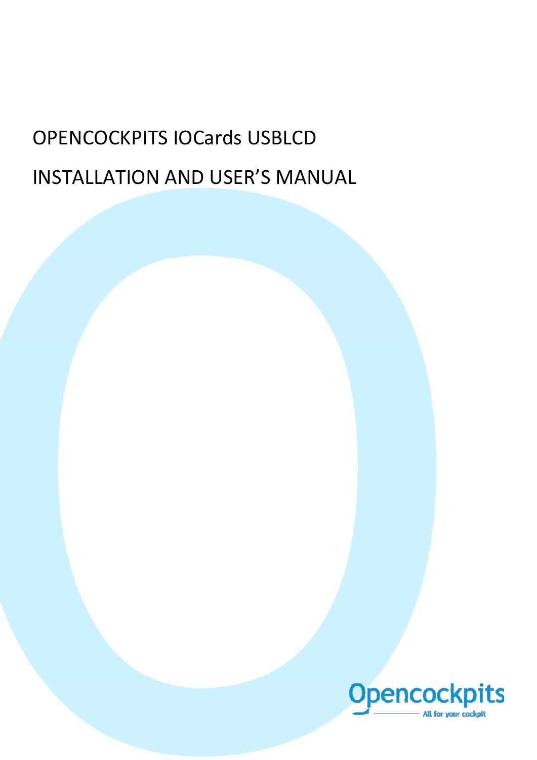# OPENCOCKPITS IOCards USBLCD

# INSTALLATION AND USER'S MANUAL

Opencockpits
All for your cockpit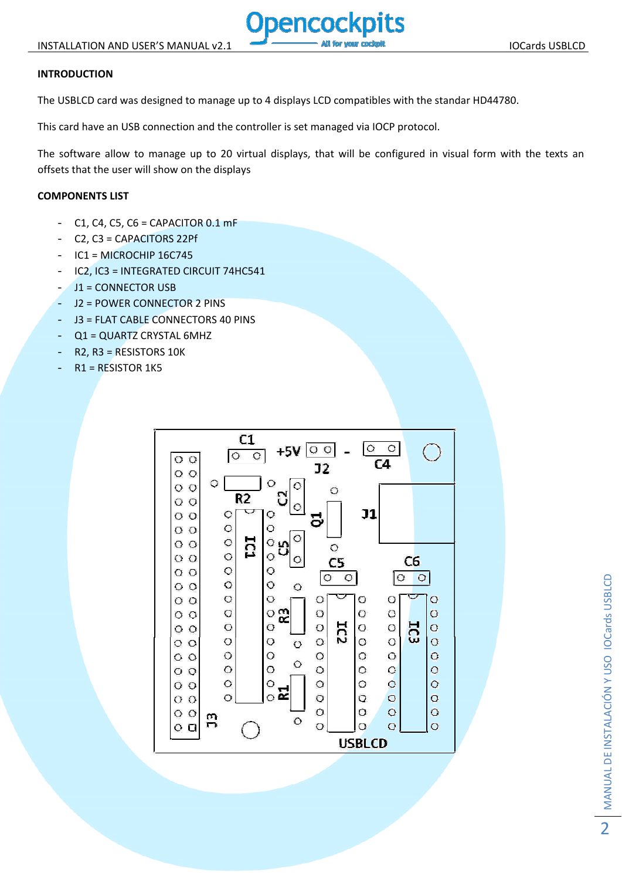**INTRODUCTION**

The USBLCD card was designed to manage up to 4 displays LCD compatibles with the standar HD44780.

This card have an USB connection and the controller is set managed via IOCP protocol.

The software allow to manage up to 20 virtual displays, that will be configured in visual form with the texts an offsets that the user will show on the displays

**COMPONENTS LIST**

- C1, C4, C5, C6 = CAPACITOR 0.1 mF
- C2, C3 = CAPACITORS 22Pf
- IC1 = MICROCHIP 16C745
- IC2, IC3 = INTEGRATED CIRCUIT 74HC541
- J1 = CONNECTOR USB
- J2 = POWER CONNECTOR 2 PINS
- J3 = FLAT CABLE CONNECTORS 40 PINS
- Q1 = QUARTZ CRYSTAL 6MHZ
- R2, R3 = RESISTORS 10K
- R1 = RESISTOR 1K5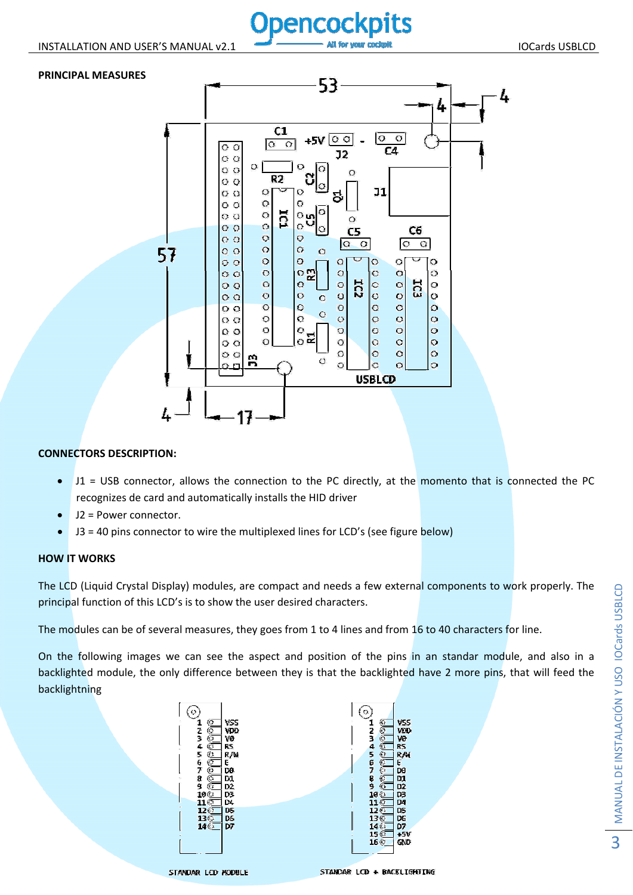**PRINCIPAL MEASURES**

**CONNECTORS DESCRIPTION:**

- J1 = USB connector, allows the connection to the PC directly, at the momento that is connected the PC recognizes de card and automatically installs the HID driver
- J2 = Power connector.
- J3 = 40 pins connector to wire the multiplexed lines for LCD's (see figure below)

**HOW IT WORKS**

The LCD (Liquid Crystal Display) modules, are compact and needs a few external components to work properly. The principal function of this LCD's is to show the user desired characters.

The modules can be of several measures, they goes from 1 to 4 lines and from 16 to 40 characters for line.

On the following images we can see the aspect and position of the pins in an standar module, and also in a backlighted module, the only difference between they is that the backlighted have 2 more pins, that will feed the backlightning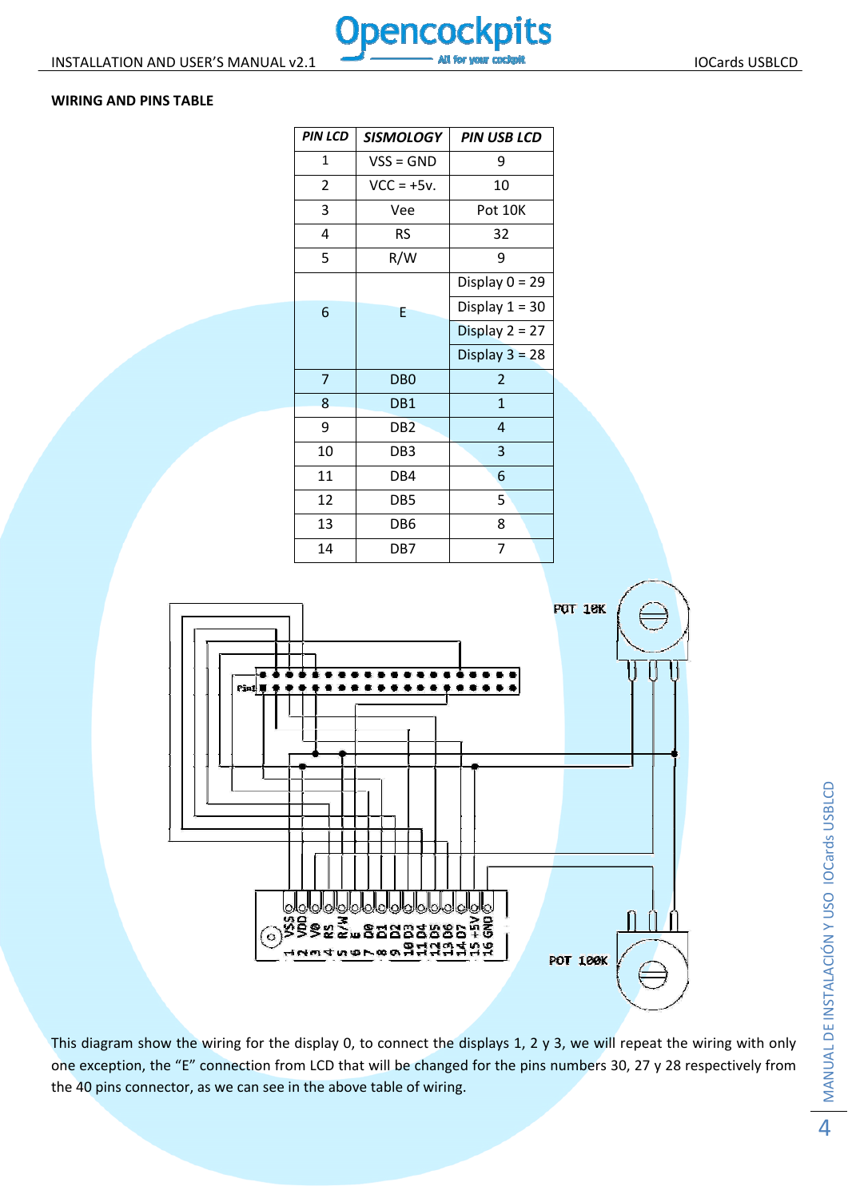**WIRING AND PINS TABLE**

| PIN LCD | SISMOLOGY | PIN USB LCD |
|---|---|---|
| 1 | VSS = GND | 9 |
| 2 | VCC = +5v. | 10 |
| 3 | Vee | Pot 10K |
| 4 | RS | 32 |
| 5 | R/W | 9 |
| 6 | E | Display 0 = 29 |
| | | Display 1 = 30 |
| | | Display 2 = 27 |
| | | Display 3 = 28 |
| 7 | DB0 | 2 |
| 8 | DB1 | 1 |
| 9 | DB2 | 4 |
| 10 | DB3 | 3 |
| 11 | DB4 | 6 |
| 12 | DB5 | 5 |
| 13 | DB6 | 8 |
| 14 | DB7 | 7 |

This diagram show the wiring for the display 0, to connect the displays 1, 2 y 3, we will repeat the wiring with only one exception, the "E" connection from LCD that will be changed for the pins numbers 30, 27 y 28 respectively from the 40 pins connector, as we can see in the above table of wiring.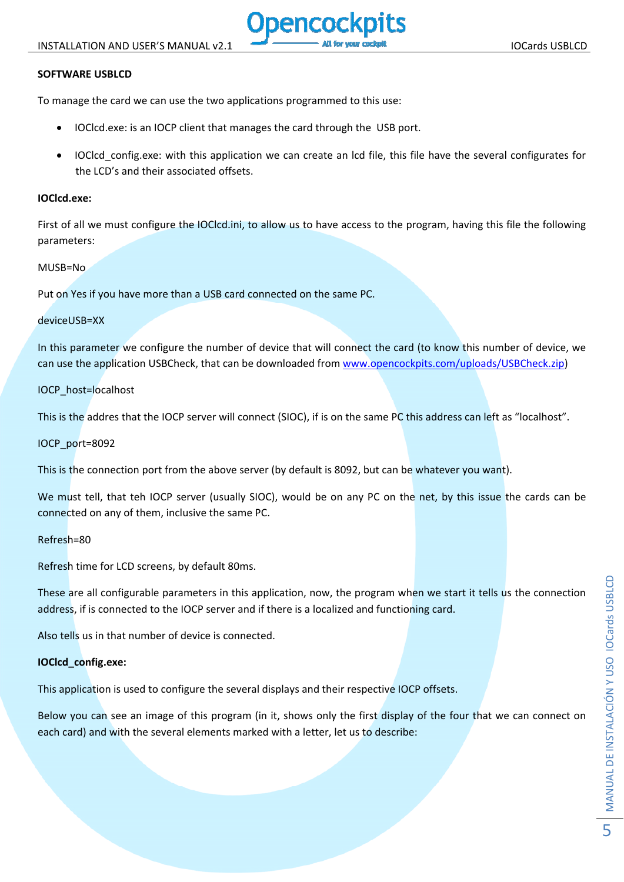**SOFTWARE USBLCD**

To manage the card we can use the two applications programmed to this use:

- IOClcd.exe: is an IOCP client that manages the card through the USB port.
- IOClcd_config.exe: with this application we can create an lcd file, this file have the several configurates for the LCD's and their associated offsets.

**IOClcd.exe:**

First of all we must configure the IOClcd.ini, to allow us to have access to the program, having this file the following parameters:

MUSB=No

Put on Yes if you have more than a USB card connected on the same PC.

deviceUSB=XX

In this parameter we configure the number of device that will connect the card (to know this number of device, we can use the application USBCheck, that can be downloaded from [www.opencockpits.com/uploads/USBCheck.zip](www.opencockpits.com/uploads/USBCheck.zip))

IOCP_host=localhost

This is the addres that the IOCP server will connect (SIOC), if is on the same PC this address can left as "localhost".

IOCP_port=8092

This is the connection port from the above server (by default is 8092, but can be whatever you want).

We must tell, that teh IOCP server (usually SIOC), would be on any PC on the net, by this issue the cards can be connected on any of them, inclusive the same PC.

Refresh=80

Refresh time for LCD screens, by default 80ms.

These are all configurable parameters in this application, now, the program when we start it tells us the connection address, if is connected to the IOCP server and if there is a localized and functioning card.

Also tells us in that number of device is connected.

**IOClcd_config.exe:**

This application is used to configure the several displays and their respective IOCP offsets.

Below you can see an image of this program (in it, shows only the first display of the four that we can connect on each card) and with the several elements marked with a letter, let us to describe: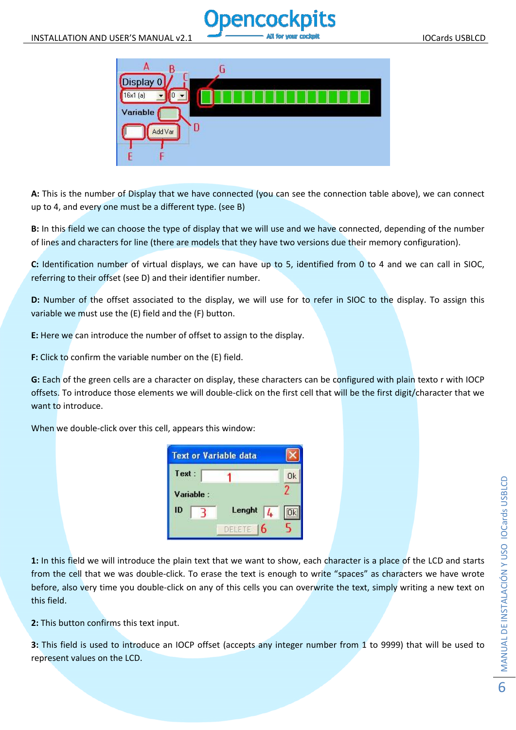**A:** This is the number of Display that we have connected (you can see the connection table above), we can connect up to 4, and every one must be a different type. (see B)

**B:** In this field we can choose the type of display that we will use and we have connected, depending of the number of lines and characters for line (there are models that they have two versions due their memory configuration).

**C:** Identification number of virtual displays, we can have up to 5, identified from 0 to 4 and we can call in SIOC, referring to their offset (see D) and their identifier number.

**D:** Number of the offset associated to the display, we will use for to refer in SIOC to the display. To assign this variable we must use the (E) field and the (F) button.

**E:** Here we can introduce the number of offset to assign to the display.

**F:** Click to confirm the variable number on the (E) field.

**G:** Each of the green cells are a character on display, these characters can be configured with plain texto r with IOCP offsets. To introduce those elements we will double-click on the first cell that will be the first digit/character that we want to introduce.

When we double-click over this cell, appears this window:

**1:** In this field we will introduce the plain text that we want to show, each character is a place of the LCD and starts from the cell that we was double-click. To erase the text is enough to write "spaces" as characters we have wrote before, also very time you double-click on any of this cells you can overwrite the text, simply writing a new text on this field.

**2:** This button confirms this text input.

**3:** This field is used to introduce an IOCP offset (accepts any integer number from 1 to 9999) that will be used to represent values on the LCD.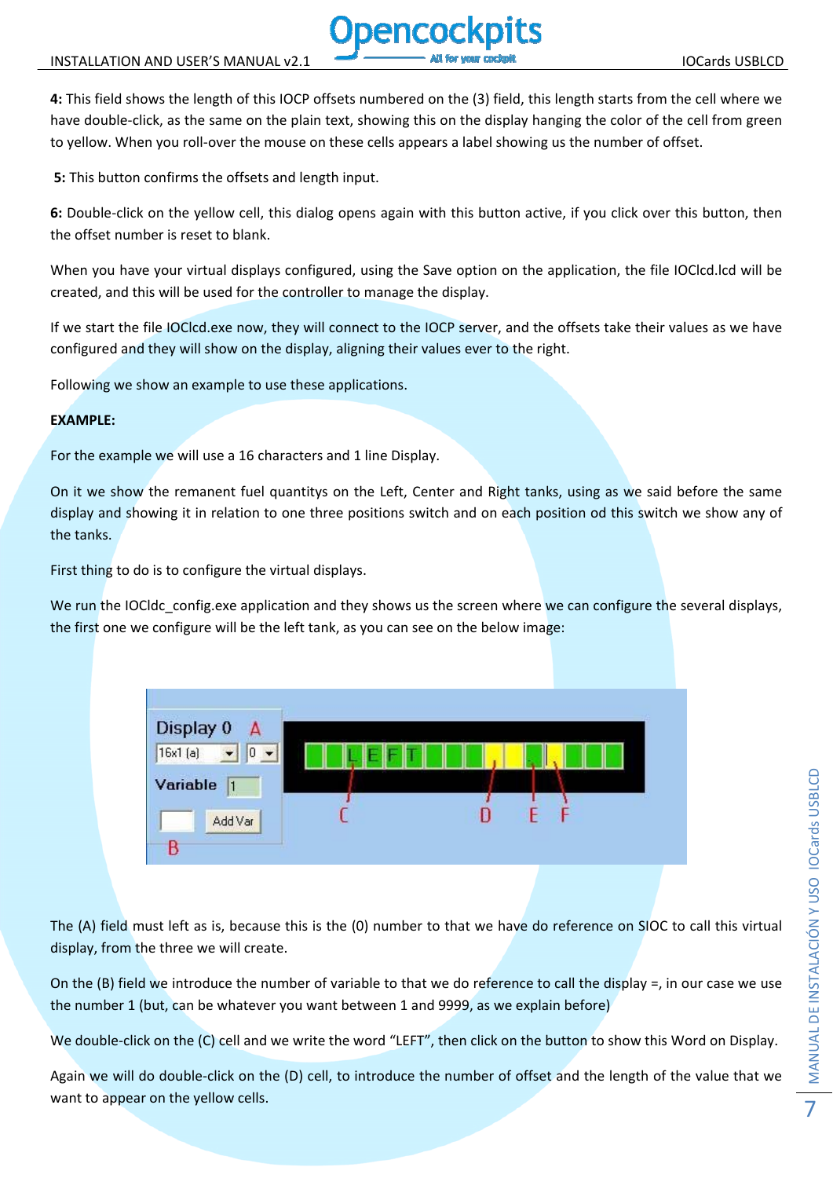**4:** This field shows the length of this IOCP offsets numbered on the (3) field, this length starts from the cell where we have double-click, as the same on the plain text, showing this on the display hanging the color of the cell from green to yellow. When you roll-over the mouse on these cells appears a label showing us the number of offset.

**5:** This button confirms the offsets and length input.

**6:** Double-click on the yellow cell, this dialog opens again with this button active, if you click over this button, then the offset number is reset to blank.

When you have your virtual displays configured, using the Save option on the application, the file IOClcd.lcd will be created, and this will be used for the controller to manage the display.

If we start the file IOClcd.exe now, they will connect to the IOCP server, and the offsets take their values as we have configured and they will show on the display, aligning their values ever to the right.

Following we show an example to use these applications.

**EXAMPLE:**

For the example we will use a 16 characters and 1 line Display.

On it we show the remanent fuel quantitys on the Left, Center and Right tanks, using as we said before the same display and showing it in relation to one three positions switch and on each position od this switch we show any of the tanks.

First thing to do is to configure the virtual displays.

We run the IOCldc_config.exe application and they shows us the screen where we can configure the several displays, the first one we configure will be the left tank, as you can see on the below image:

The (A) field must left as is, because this is the (0) number to that we have do reference on SIOC to call this virtual display, from the three we will create.

On the (B) field we introduce the number of variable to that we do reference to call the display =, in our case we use the number 1 (but, can be whatever you want between 1 and 9999, as we explain before)

We double-click on the (C) cell and we write the word “LEFT”, then click on the button to show this Word on Display.

Again we will do double-click on the (D) cell, to introduce the number of offset and the length of the value that we want to appear on the yellow cells.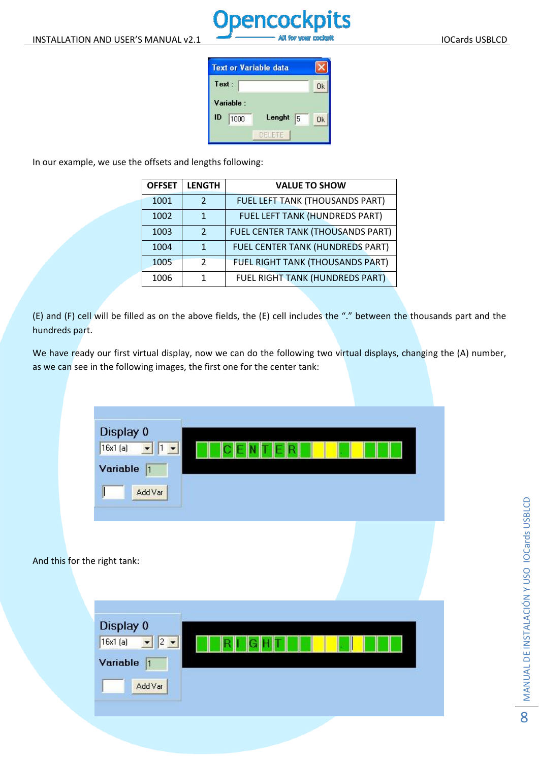In our example, we use the offsets and lengths following:

| OFFSET | LENGTH | VALUE TO SHOW |
|---|---|---|
| 1001 | 2 | FUEL LEFT TANK (THOUSANDS PART) |
| 1002 | 1 | FUEL LEFT TANK (HUNDREDS PART) |
| 1003 | 2 | FUEL CENTER TANK (THOUSANDS PART) |
| 1004 | 1 | FUEL CENTER TANK (HUNDREDS PART) |
| 1005 | 2 | FUEL RIGHT TANK (THOUSANDS PART) |
| 1006 | 1 | FUEL RIGHT TANK (HUNDREDS PART) |

(E) and (F) cell will be filled as on the above fields, the (E) cell includes the "." between the thousands part and the hundreds part.

We have ready our first virtual display, now we can do the following two virtual displays, changing the (A) number, as we can see in the following images, the first one for the center tank:

And this for the right tank: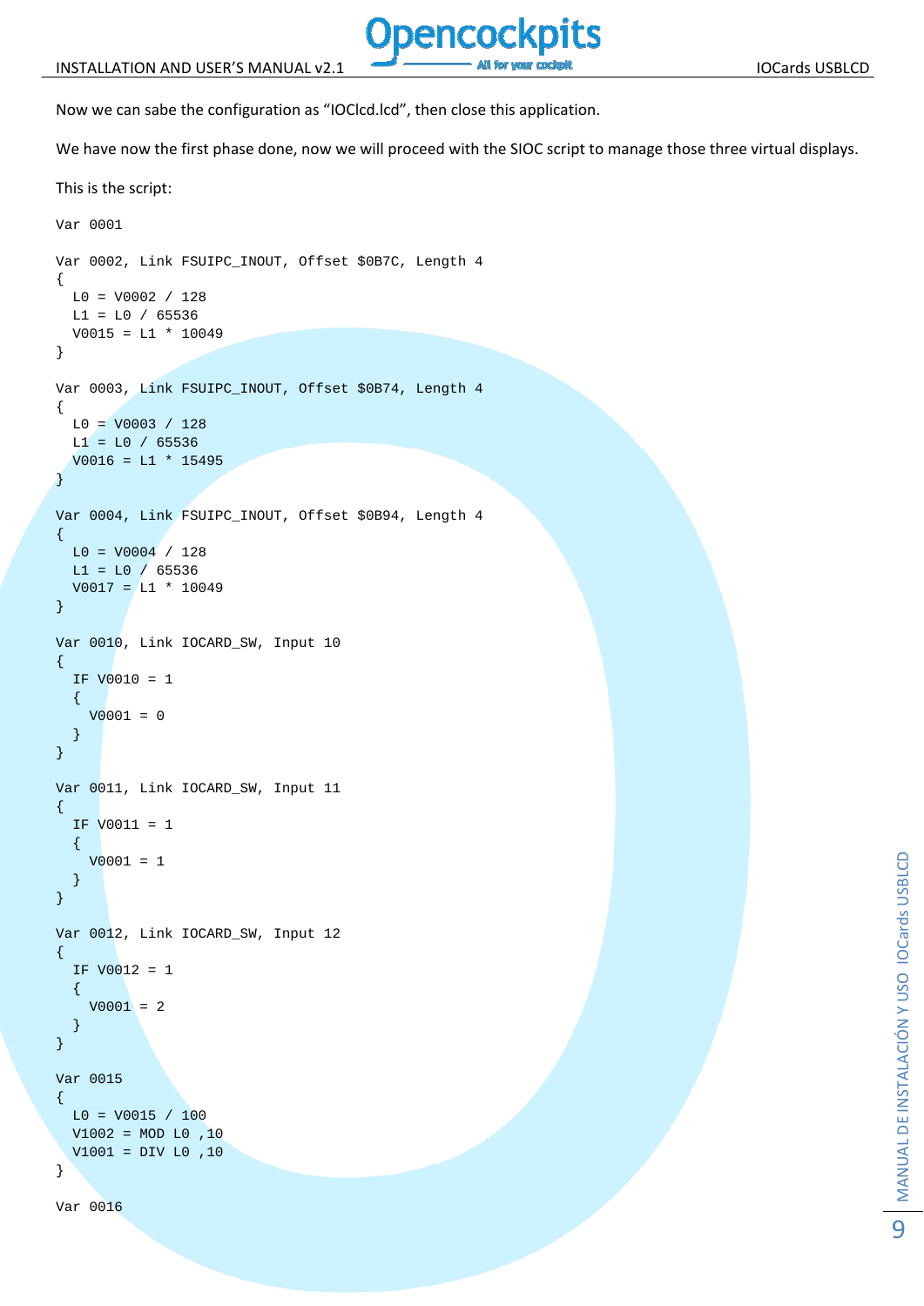Now we can sabe the configuration as "IOClcd.lcd", then close this application.

We have now the first phase done, now we will proceed with the SIOC script to manage those three virtual displays.

This is the script:

```
Var 0001

Var 0002, Link FSUIPC_INOUT, Offset $0B7C, Length 4
{
  L0 = V0002 / 128
  L1 = L0 / 65536
  V0015 = L1 * 10049
}

Var 0003, Link FSUIPC_INOUT, Offset $0B74, Length 4
{
  L0 = V0003 / 128
  L1 = L0 / 65536
  V0016 = L1 * 15495
}

Var 0004, Link FSUIPC_INOUT, Offset $0B94, Length 4
{
  L0 = V0004 / 128
  L1 = L0 / 65536
  V0017 = L1 * 10049
}

Var 0010, Link IOCARD_SW, Input 10
{
  IF V0010 = 1
  {
    V0001 = 0
  }
}

Var 0011, Link IOCARD_SW, Input 11
{
  IF V0011 = 1
  {
    V0001 = 1
  }
}

Var 0012, Link IOCARD_SW, Input 12
{
  IF V0012 = 1
  {
    V0001 = 2
  }
}

Var 0015
{
  L0 = V0015 / 100
  V1002 = MOD L0 ,10
  V1001 = DIV L0 ,10
}

Var 0016
```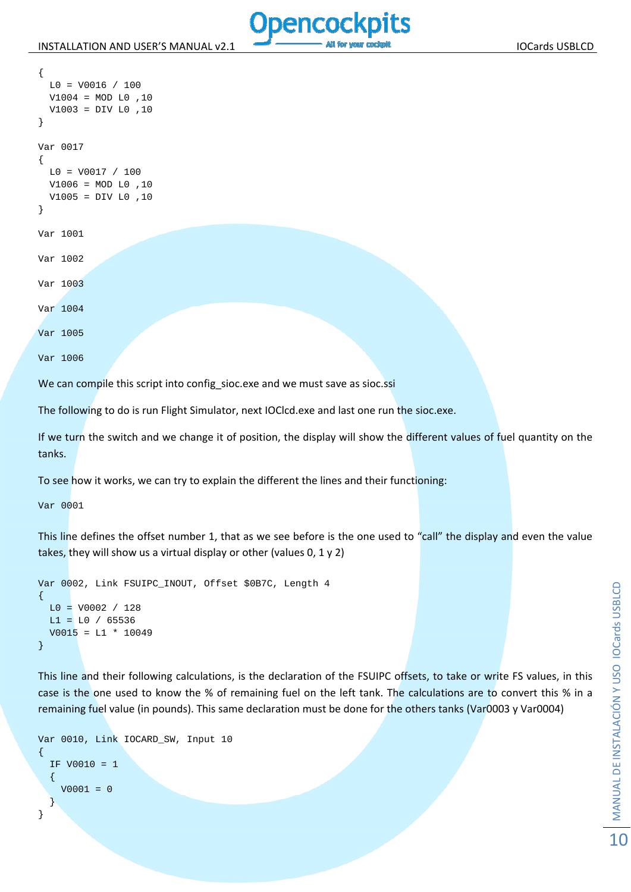```
{
  L0 = V0016 / 100
  V1004 = MOD L0 ,10
  V1003 = DIV L0 ,10
}

Var 0017
{
  L0 = V0017 / 100
  V1006 = MOD L0 ,10
  V1005 = DIV L0 ,10
}

Var 1001

Var 1002

Var 1003

Var 1004

Var 1005

Var 1006
```

We can compile this script into config_sioc.exe and we must save as sioc.ssi

The following to do is run Flight Simulator, next IOClcd.exe and last one run the sioc.exe.

If we turn the switch and we change it of position, the display will show the different values of fuel quantity on the tanks.

To see how it works, we can try to explain the different the lines and their functioning:

```
Var 0001
```

This line defines the offset number 1, that as we see before is the one used to "call" the display and even the value takes, they will show us a virtual display or other (values 0, 1 y 2)

```
Var 0002, Link FSUIPC_INOUT, Offset $0B7C, Length 4
{
  L0 = V0002 / 128
  L1 = L0 / 65536
  V0015 = L1 * 10049
}
```

This line and their following calculations, is the declaration of the FSUIPC offsets, to take or write FS values, in this case is the one used to know the % of remaining fuel on the left tank. The calculations are to convert this % in a remaining fuel value (in pounds). This same declaration must be done for the others tanks (Var0003 y Var0004)

```
Var 0010, Link IOCARD_SW, Input 10
{
  IF V0010 = 1
  {
    V0001 = 0
  }
}
```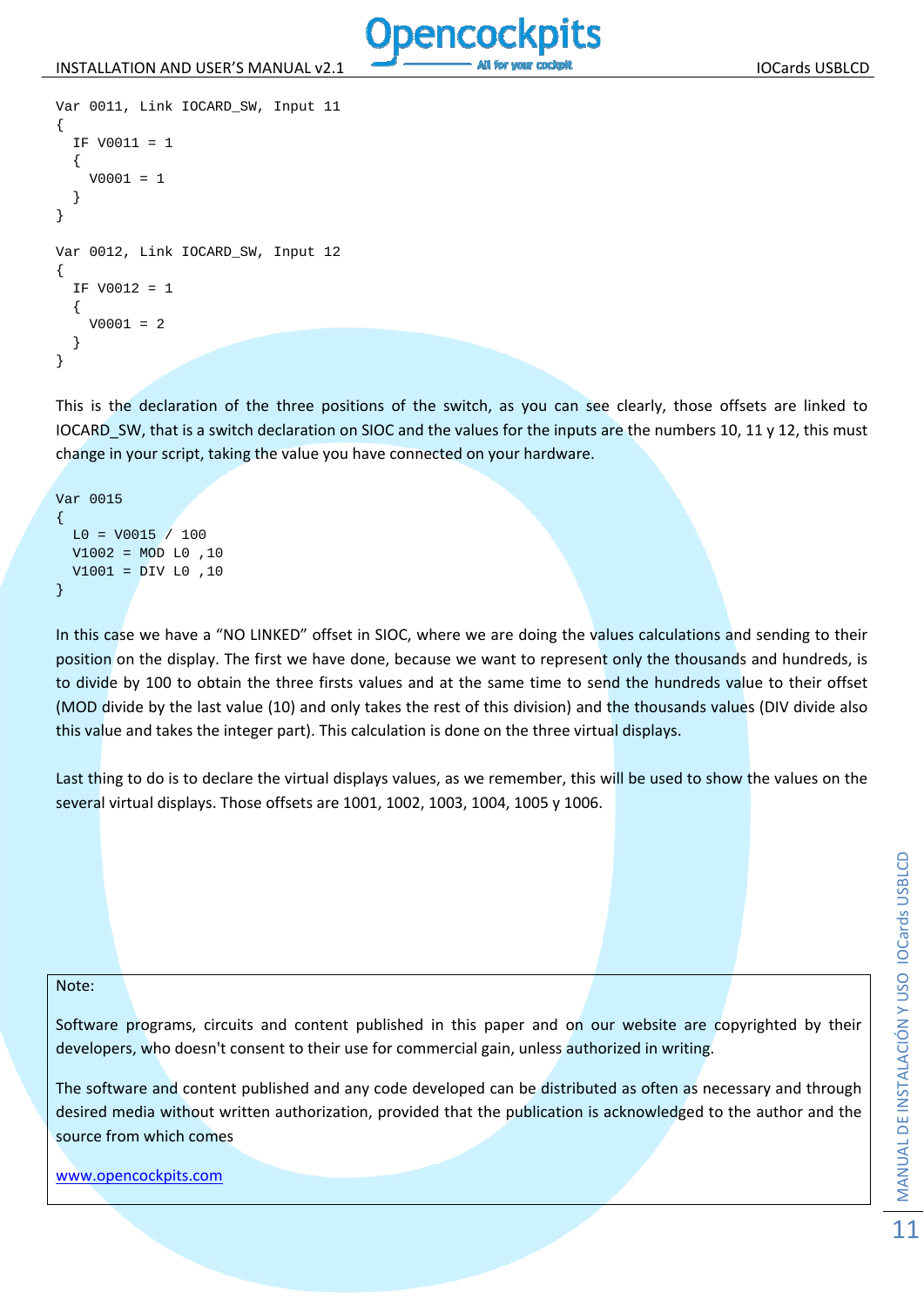```
Var 0011, Link IOCARD_SW, Input 11
{
  IF V0011 = 1
  {
    V0001 = 1
  }
}

Var 0012, Link IOCARD_SW, Input 12
{
  IF V0012 = 1
  {
    V0001 = 2
  }
}
```

This is the declaration of the three positions of the switch, as you can see clearly, those offsets are linked to IOCARD_SW, that is a switch declaration on SIOC and the values for the inputs are the numbers 10, 11 y 12, this must change in your script, taking the value you have connected on your hardware.

```
Var 0015
{
  L0 = V0015 / 100
  V1002 = MOD L0 ,10
  V1001 = DIV L0 ,10
}
```

In this case we have a “NO LINKED” offset in SIOC, where we are doing the values calculations and sending to their position on the display. The first we have done, because we want to represent only the thousands and hundreds, is to divide by 100 to obtain the three firsts values and at the same time to send the hundreds value to their offset (MOD divide by the last value (10) and only takes the rest of this division) and the thousands values (DIV divide also this value and takes the integer part). This calculation is done on the three virtual displays.

Last thing to do is to declare the virtual displays values, as we remember, this will be used to show the values on the several virtual displays. Those offsets are 1001, 1002, 1003, 1004, 1005 y 1006.

Note:

Software programs, circuits and content published in this paper and on our website are copyrighted by their developers, who doesn't consent to their use for commercial gain, unless authorized in writing.

The software and content published and any code developed can be distributed as often as necessary and through desired media without written authorization, provided that the publication is acknowledged to the author and the source from which comes

www.opencockpits.com